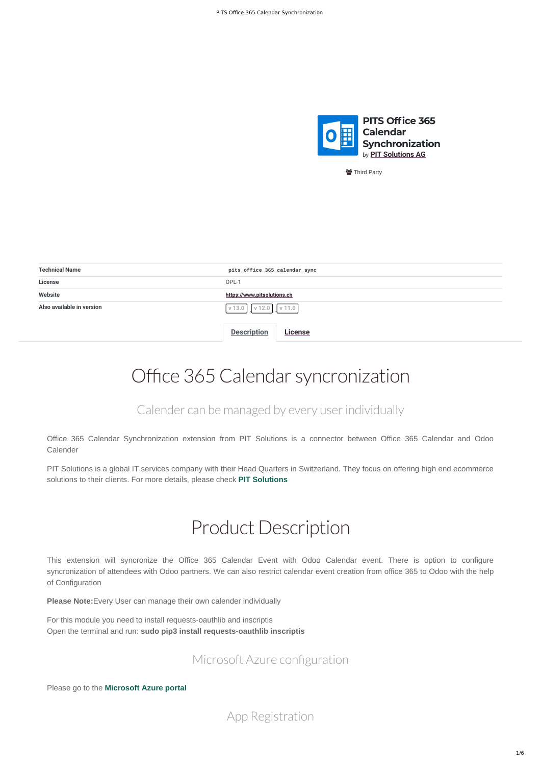# PITS Office 365 Calendar Synchronization

by **PIT Solutions AG**

Third Party

| Technical Name | pits_office_365_calendar_sync |
| --- | --- |
| License | OPL-1 |
| Website | https://www.pitsolutions.ch |
| Also available in version | v 13.0 v 12.0 v 11.0 |

**Description** **License**

# Office 365 Calendar syncronization

## Calender can be managed by every user individually

Office 365 Calendar Synchronization extension from PIT Solutions is a connector between Office 365 Calendar and Odoo Calender

PIT Solutions is a global IT services company with their Head Quarters in Switzerland. They focus on offering high end ecommerce solutions to their clients. For more details, please check **PIT Solutions**

# Product Description

This extension will syncronize the Office 365 Calendar Event with Odoo Calendar event. There is option to configure syncronization of attendees with Odoo partners. We can also restrict calendar event creation from office 365 to Odoo with the help of Configuration

**Please Note:**Every User can manage their own calender individually

For this module you need to install requests-oauthlib and inscriptis
Open the terminal and run: **sudo pip3 install requests-oauthlib inscriptis**

## Microsoft Azure configuration

Please go to the **Microsoft Azure portal**

## App Registration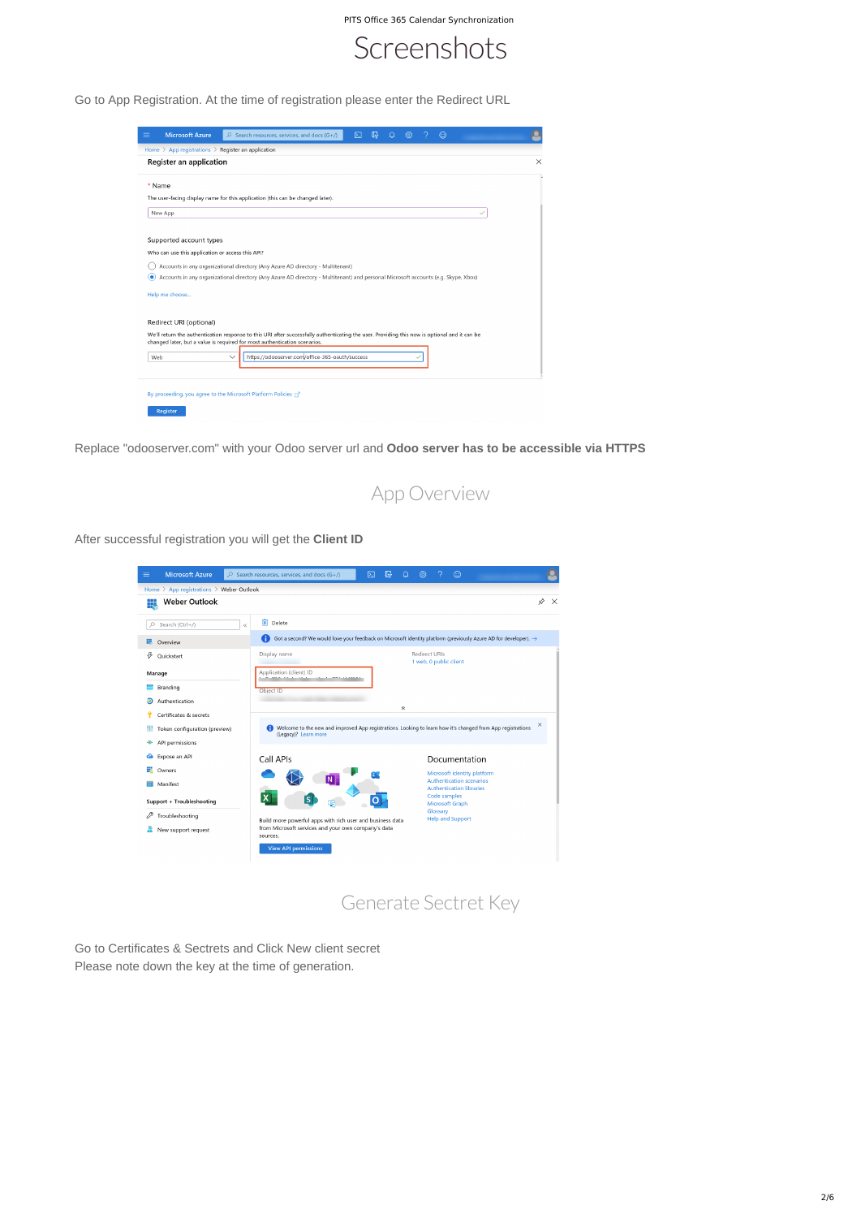# Screenshots

Go to App Registration. At the time of registration please enter the Redirect URL

Replace "odooserver.com" with your Odoo server url and **Odoo server has to be accessible via HTTPS**

## App Overview

After successful registration you will get the **Client ID**

## Generate Sectret Key

Go to Certificates & Sectrets and Click New client secret
Please note down the key at the time of generation.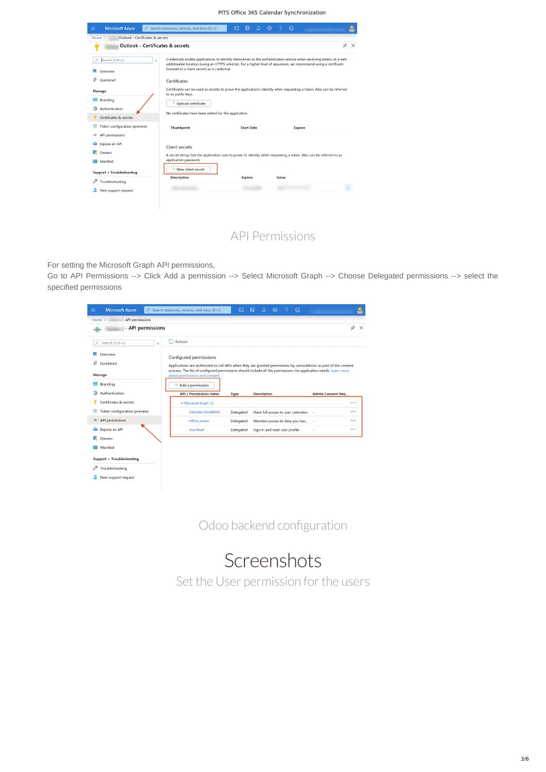## API Permissions

For setting the Microsoft Graph API permissions,
Go to API Permissions --> Click Add a permission --> Select Microsoft Graph --> Choose Delegated permissions --> select the specified permissions

## Odoo backend configuration

# Screenshots

## Set the User permission for the users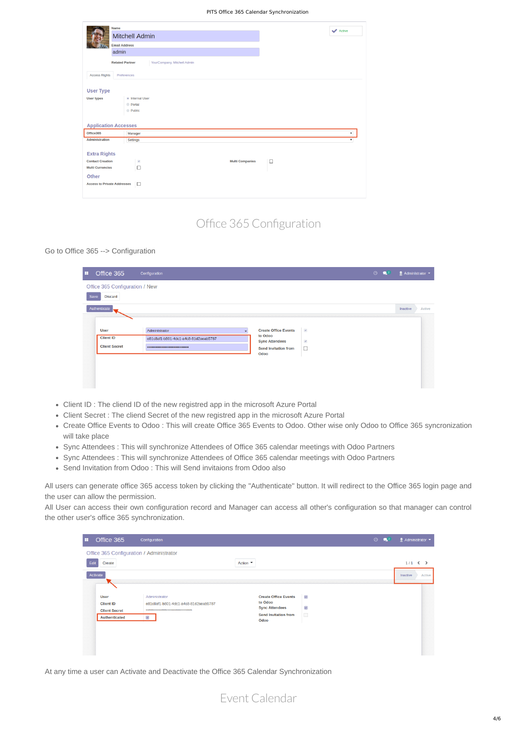## Office 365 Configuration

Go to Office 365 --> Configuration

- Client ID : The cliend ID of the new registred app in the microsoft Azure Portal
- Client Secret : The cliend Secret of the new registred app in the microsoft Azure Portal
- Create Office Events to Odoo : This will create Office 365 Events to Odoo. Other wise only Odoo to Office 365 syncronization will take place
- Sync Attendees : This will synchronize Attendees of Office 365 calendar meetings with Odoo Partners
- Sync Attendees : This will synchronize Attendees of Office 365 calendar meetings with Odoo Partners
- Send Invitation from Odoo : This will Send invitaions from Odoo also

All users can generate office 365 access token by clicking the "Authenticate" button. It will redirect to the Office 365 login page and the user can allow the permission.

All User can access their own configuration record and Manager can access all other's configuration so that manager can control the other user's office 365 synchronization.

At any time a user can Activate and Deactivate the Office 365 Calendar Synchronization

## Event Calendar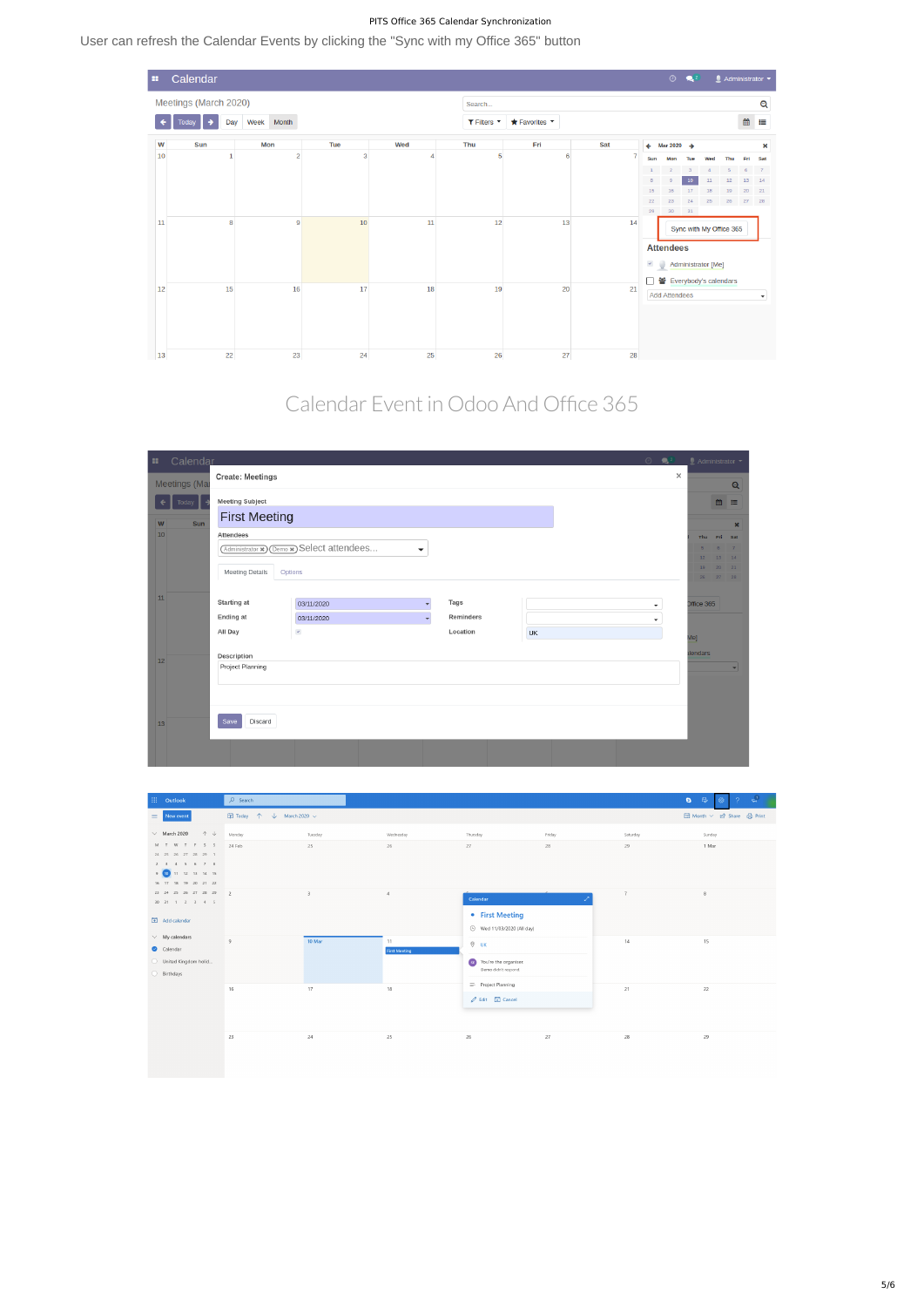User can refresh the Calendar Events by clicking the "Sync with my Office 365" button

## Calendar Event in Odoo And Office 365